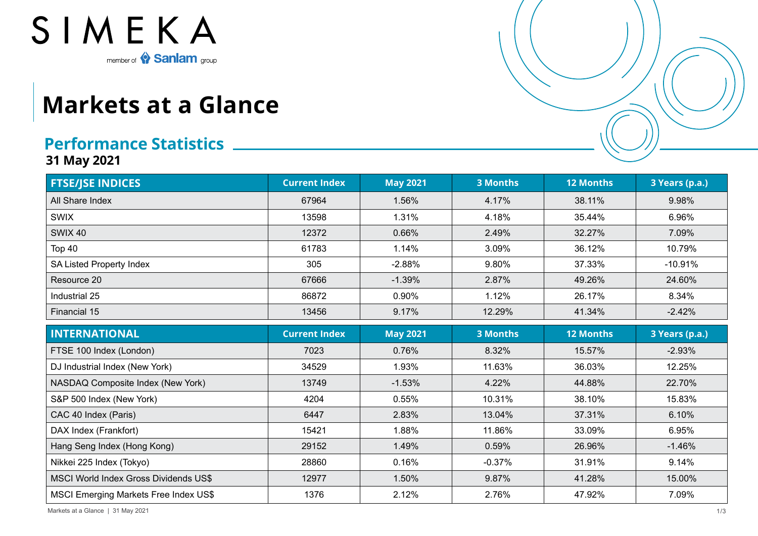SIMEKA

member of Sanlam group

# Markets at a Glance

## Performance Statistics

**31 May 2021**

| FTSE/JSE INDICES | Current Index | May 2021 | 3 Months | 12 Months | 3 Years (p.a.) |
|---|---|---|---|---|---|
| All Share Index | 67964 | 1.56% | 4.17% | 38.11% | 9.98% |
| SWIX | 13598 | 1.31% | 4.18% | 35.44% | 6.96% |
| SWIX 40 | 12372 | 0.66% | 2.49% | 32.27% | 7.09% |
| Top 40 | 61783 | 1.14% | 3.09% | 36.12% | 10.79% |
| SA Listed Property Index | 305 | -2.88% | 9.80% | 37.33% | -10.91% |
| Resource 20 | 67666 | -1.39% | 2.87% | 49.26% | 24.60% |
| Industrial 25 | 86872 | 0.90% | 1.12% | 26.17% | 8.34% |
| Financial 15 | 13456 | 9.17% | 12.29% | 41.34% | -2.42% |

| INTERNATIONAL | Current Index | May 2021 | 3 Months | 12 Months | 3 Years (p.a.) |
|---|---|---|---|---|---|
| FTSE 100 Index (London) | 7023 | 0.76% | 8.32% | 15.57% | -2.93% |
| DJ Industrial Index (New York) | 34529 | 1.93% | 11.63% | 36.03% | 12.25% |
| NASDAQ Composite Index (New York) | 13749 | -1.53% | 4.22% | 44.88% | 22.70% |
| S&P 500 Index (New York) | 4204 | 0.55% | 10.31% | 38.10% | 15.83% |
| CAC 40 Index (Paris) | 6447 | 2.83% | 13.04% | 37.31% | 6.10% |
| DAX Index (Frankfort) | 15421 | 1.88% | 11.86% | 33.09% | 6.95% |
| Hang Seng Index (Hong Kong) | 29152 | 1.49% | 0.59% | 26.96% | -1.46% |
| Nikkei 225 Index (Tokyo) | 28860 | 0.16% | -0.37% | 31.91% | 9.14% |
| MSCI World Index Gross Dividends US$ | 12977 | 1.50% | 9.87% | 41.28% | 15.00% |
| MSCI Emerging Markets Free Index US$ | 1376 | 2.12% | 2.76% | 47.92% | 7.09% |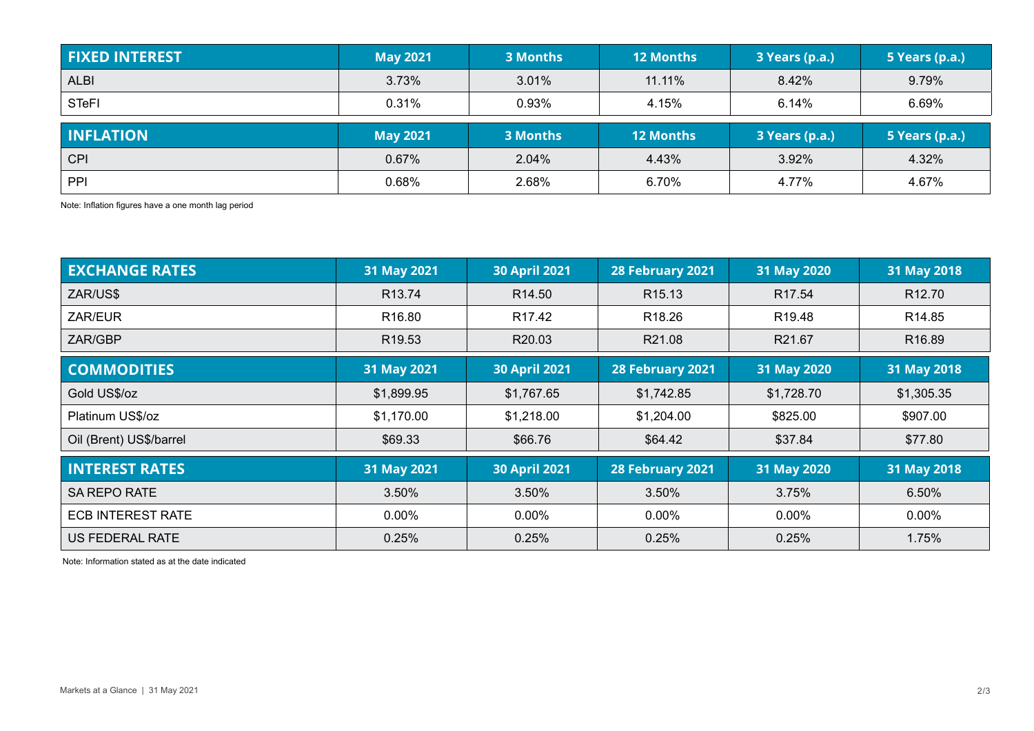| FIXED INTEREST | May 2021 | 3 Months | 12 Months | 3 Years (p.a.) | 5 Years (p.a.) |
|---|---|---|---|---|---|
| ALBI | 3.73% | 3.01% | 11.11% | 8.42% | 9.79% |
| STeFI | 0.31% | 0.93% | 4.15% | 6.14% | 6.69% |

| INFLATION | May 2021 | 3 Months | 12 Months | 3 Years (p.a.) | 5 Years (p.a.) |
|---|---|---|---|---|---|
| CPI | 0.67% | 2.04% | 4.43% | 3.92% | 4.32% |
| PPI | 0.68% | 2.68% | 6.70% | 4.77% | 4.67% |

Note: Inflation figures have a one month lag period

| EXCHANGE RATES | 31 May 2021 | 30 April 2021 | 28 February 2021 | 31 May 2020 | 31 May 2018 |
|---|---|---|---|---|---|
| ZAR/US$ | R13.74 | R14.50 | R15.13 | R17.54 | R12.70 |
| ZAR/EUR | R16.80 | R17.42 | R18.26 | R19.48 | R14.85 |
| ZAR/GBP | R19.53 | R20.03 | R21.08 | R21.67 | R16.89 |

| COMMODITIES | 31 May 2021 | 30 April 2021 | 28 February 2021 | 31 May 2020 | 31 May 2018 |
|---|---|---|---|---|---|
| Gold US$/oz | $1,899.95 | $1,767.65 | $1,742.85 | $1,728.70 | $1,305.35 |
| Platinum US$/oz | $1,170.00 | $1,218.00 | $1,204.00 | $825.00 | $907.00 |
| Oil (Brent) US$/barrel | $69.33 | $66.76 | $64.42 | $37.84 | $77.80 |

| INTEREST RATES | 31 May 2021 | 30 April 2021 | 28 February 2021 | 31 May 2020 | 31 May 2018 |
|---|---|---|---|---|---|
| SA REPO RATE | 3.50% | 3.50% | 3.50% | 3.75% | 6.50% |
| ECB INTEREST RATE | 0.00% | 0.00% | 0.00% | 0.00% | 0.00% |
| US FEDERAL RATE | 0.25% | 0.25% | 0.25% | 0.25% | 1.75% |

Note: Information stated as at the date indicated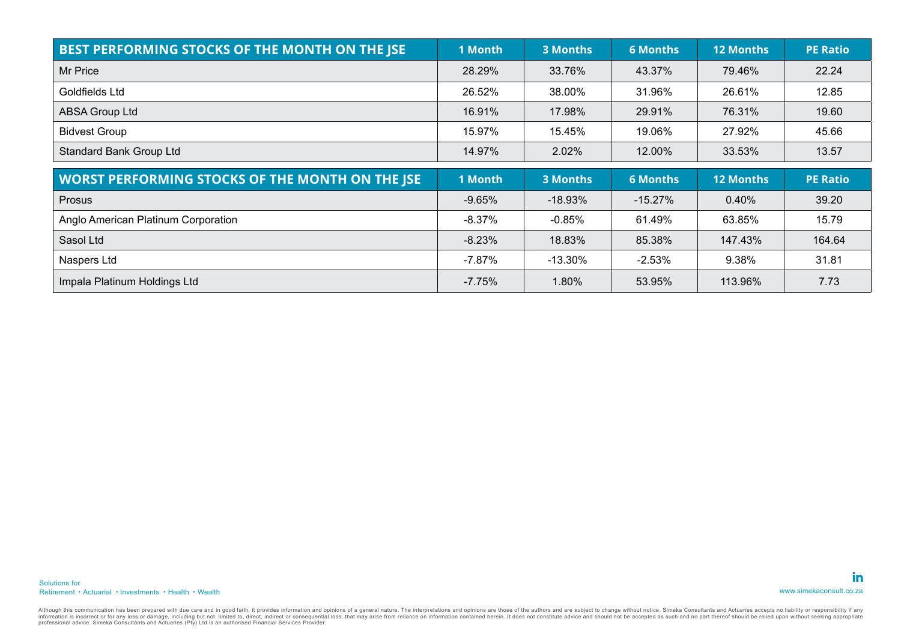| BEST PERFORMING STOCKS OF THE MONTH ON THE JSE | 1 Month | 3 Months | 6 Months | 12 Months | PE Ratio |
|---|---|---|---|---|---|
| Mr Price | 28.29% | 33.76% | 43.37% | 79.46% | 22.24 |
| Goldfields Ltd | 26.52% | 38.00% | 31.96% | 26.61% | 12.85 |
| ABSA Group Ltd | 16.91% | 17.98% | 29.91% | 76.31% | 19.60 |
| Bidvest Group | 15.97% | 15.45% | 19.06% | 27.92% | 45.66 |
| Standard Bank Group Ltd | 14.97% | 2.02% | 12.00% | 33.53% | 13.57 |

| WORST PERFORMING STOCKS OF THE MONTH ON THE JSE | 1 Month | 3 Months | 6 Months | 12 Months | PE Ratio |
|---|---|---|---|---|---|
| Prosus | -9.65% | -18.93% | -15.27% | 0.40% | 39.20 |
| Anglo American Platinum Corporation | -8.37% | -0.85% | 61.49% | 63.85% | 15.79 |
| Sasol Ltd | -8.23% | 18.83% | 85.38% | 147.43% | 164.64 |
| Naspers Ltd | -7.87% | -13.30% | -2.53% | 9.38% | 31.81 |
| Impala Platinum Holdings Ltd | -7.75% | 1.80% | 53.95% | 113.96% | 7.73 |

Solutions for
Retirement • Actuarial • Investments • Health • Wealth

www.simekaconsult.co.za

Although this communication has been prepared with due care and in good faith, it provides information and opinions of a general nature. The interpretations and opinions are those of the authors and are subject to change without notice. Simeka Consultants and Actuaries accepts no liability or responsibility if any information is incorrect or for any loss or damage, including but not limited to, direct, indirect or consequential loss, that may arise from reliance on information contained herein. It does not constitute advice and should not be accepted as such and no part thereof should be relied upon without seeking appropriate professional advice. Simeka Consultants and Actuaries (Pty) Ltd is an authorised Financial Services Provider.